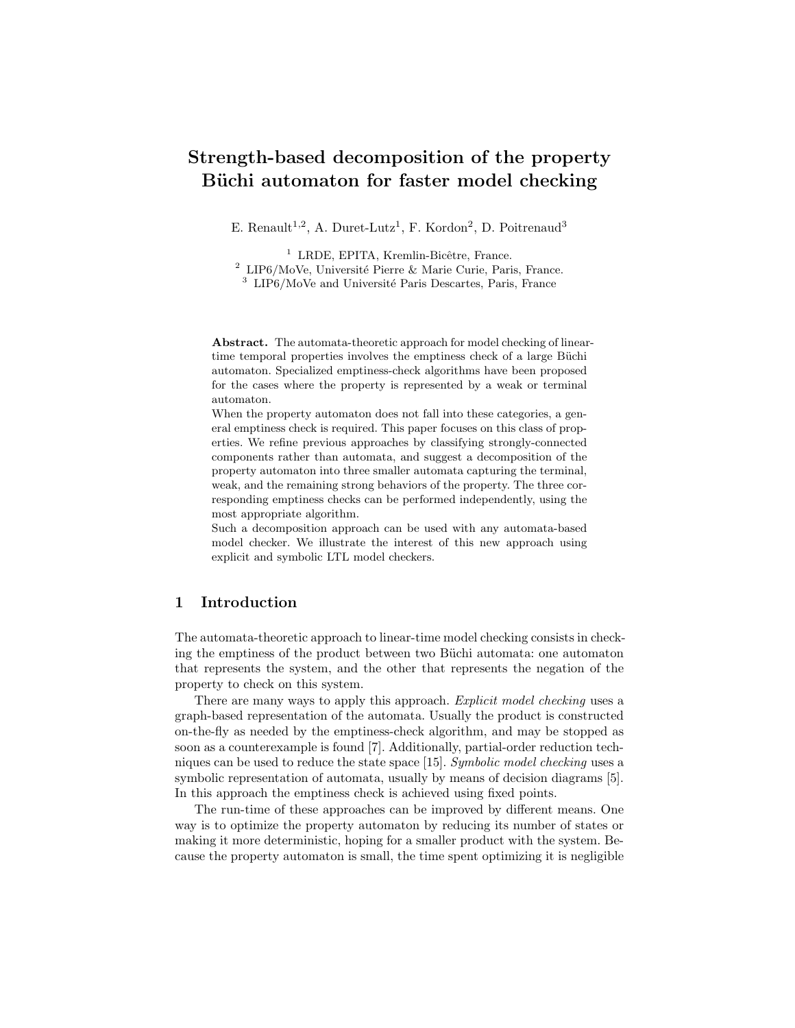# Strength-based decomposition of the property Büchi automaton for faster model checking

E. Renault[1,2], A. Duret-Lutz[1], F. Kordon[2], D. Poitrenaud[3]

[1] LRDE, EPITA, Kremlin-Bicêtre, France.
[2] LIP6/MoVe, Université Pierre & Marie Curie, Paris, France.
[3] LIP6/MoVe and Université Paris Descartes, Paris, France

**Abstract.** The automata-theoretic approach for model checking of linear-time temporal properties involves the emptiness check of a large Büchi automaton. Specialized emptiness-check algorithms have been proposed for the cases where the property is represented by a weak or terminal automaton.

When the property automaton does not fall into these categories, a general emptiness check is required. This paper focuses on this class of properties. We refine previous approaches by classifying strongly-connected components rather than automata, and suggest a decomposition of the property automaton into three smaller automata capturing the terminal, weak, and the remaining strong behaviors of the property. The three corresponding emptiness checks can be performed independently, using the most appropriate algorithm.

Such a decomposition approach can be used with any automata-based model checker. We illustrate the interest of this new approach using explicit and symbolic LTL model checkers.

## 1 Introduction

The automata-theoretic approach to linear-time model checking consists in checking the emptiness of the product between two Büchi automata: one automaton that represents the system, and the other that represents the negation of the property to check on this system.

There are many ways to apply this approach. *Explicit model checking* uses a graph-based representation of the automata. Usually the product is constructed on-the-fly as needed by the emptiness-check algorithm, and may be stopped as soon as a counterexample is found [7]. Additionally, partial-order reduction techniques can be used to reduce the state space [15]. *Symbolic model checking* uses a symbolic representation of automata, usually by means of decision diagrams [5]. In this approach the emptiness check is achieved using fixed points.

The run-time of these approaches can be improved by different means. One way is to optimize the property automaton by reducing its number of states or making it more deterministic, hoping for a smaller product with the system. Because the property automaton is small, the time spent optimizing it is negligible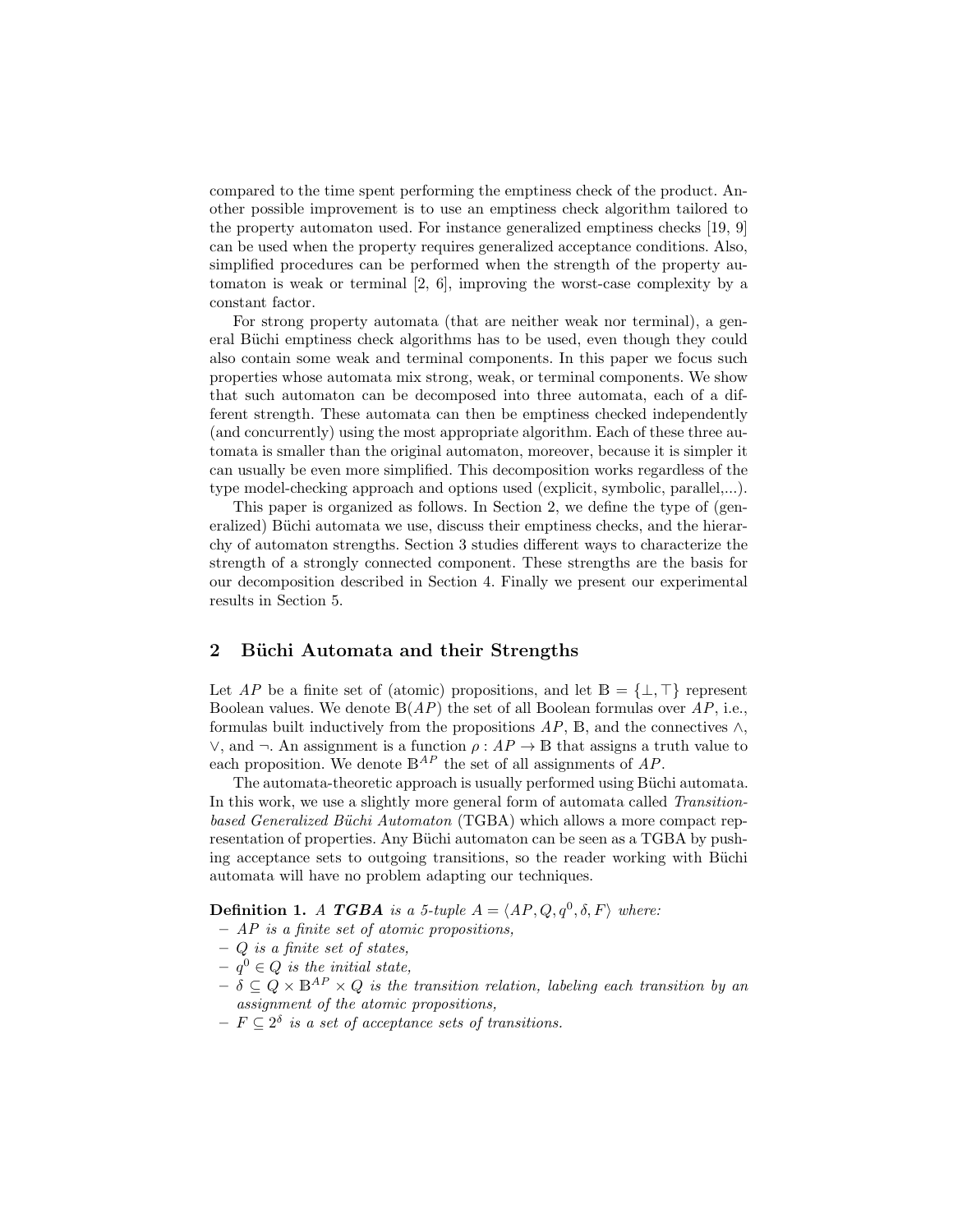compared to the time spent performing the emptiness check of the product. Another possible improvement is to use an emptiness check algorithm tailored to the property automaton used. For instance generalized emptiness checks [19, 9] can be used when the property requires generalized acceptance conditions. Also, simplified procedures can be performed when the strength of the property automaton is weak or terminal [2, 6], improving the worst-case complexity by a constant factor.

For strong property automata (that are neither weak nor terminal), a general Büchi emptiness check algorithms has to be used, even though they could also contain some weak and terminal components. In this paper we focus such properties whose automata mix strong, weak, or terminal components. We show that such automaton can be decomposed into three automata, each of a different strength. These automata can then be emptiness checked independently (and concurrently) using the most appropriate algorithm. Each of these three automata is smaller than the original automaton, moreover, because it is simpler it can usually be even more simplified. This decomposition works regardless of the type model-checking approach and options used (explicit, symbolic, parallel,...).

This paper is organized as follows. In Section 2, we define the type of (generalized) Büchi automata we use, discuss their emptiness checks, and the hierarchy of automaton strengths. Section 3 studies different ways to characterize the strength of a strongly connected component. These strengths are the basis for our decomposition described in Section 4. Finally we present our experimental results in Section 5.

## 2 Büchi Automata and their Strengths

Let $AP$ be a finite set of (atomic) propositions, and let $\mathbb{B} = \{\bot, \top\}$ represent Boolean values. We denote $\mathbb{B}(AP)$ the set of all Boolean formulas over $AP$, i.e., formulas built inductively from the propositions $AP$, $\mathbb{B}$, and the connectives $\wedge$, $\vee$, and $\neg$. An assignment is a function $\rho : AP \to \mathbb{B}$ that assigns a truth value to each proposition. We denote $\mathbb{B}^{AP}$ the set of all assignments of $AP$.

The automata-theoretic approach is usually performed using Büchi automata. In this work, we use a slightly more general form of automata called *Transition-based Generalized Büchi Automaton* (TGBA) which allows a more compact representation of properties. Any Büchi automaton can be seen as a TGBA by pushing acceptance sets to outgoing transitions, so the reader working with Büchi automata will have no problem adapting our techniques.

**Definition 1.** *A* ***TGBA*** *is a 5-tuple* $A = \langle AP, Q, q^0, \delta, F\rangle$ *where:*

- $AP$ *is a finite set of atomic propositions,*
- $Q$ *is a finite set of states,*
- $q^0 \in Q$ *is the initial state,*
- $\delta \subseteq Q \times \mathbb{B}^{AP} \times Q$ *is the transition relation, labeling each transition by an assignment of the atomic propositions,*
- $F \subseteq 2^{\delta}$ *is a set of acceptance sets of transitions.*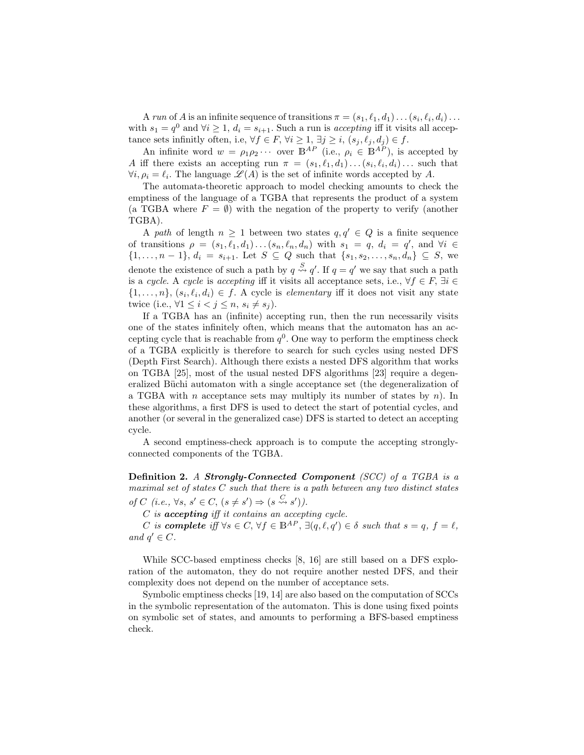A *run* of $A$ is an infinite sequence of transitions $\pi = (s_1, \ell_1, d_1) \ldots (s_i, \ell_i, d_i) \ldots$ with $s_1 = q^0$ and $\forall i \geq 1$, $d_i = s_{i+1}$. Such a run is *accepting* iff it visits all acceptance sets infinitly often, i.e, $\forall f \in F$, $\forall i \geq 1$, $\exists j \geq i$, $(s_j, \ell_j, d_j) \in f$.

An infinite word $w = \rho_1 \rho_2 \cdots$ over $\mathbb{B}^{AP}$ (i.e., $\rho_i \in \mathbb{B}^{AP}$), is accepted by $A$ iff there exists an accepting run $\pi = (s_1, \ell_1, d_1) \ldots (s_i, \ell_i, d_i) \ldots$ such that $\forall i, \rho_i = \ell_i$. The language $\mathscr{L}(A)$ is the set of infinite words accepted by $A$.

The automata-theoretic approach to model checking amounts to check the emptiness of the language of a TGBA that represents the product of a system (a TGBA where $F = \emptyset$) with the negation of the property to verify (another TGBA).

A *path* of length $n \geq 1$ between two states $q, q' \in Q$ is a finite sequence of transitions $\rho = (s_1, \ell_1, d_1) \ldots (s_n, \ell_n, d_n)$ with $s_1 = q$, $d_i = q'$, and $\forall i \in \{1, \ldots, n-1\}$, $d_i = s_{i+1}$. Let $S \subseteq Q$ such that $\{s_1, s_2, \ldots, s_n, d_n\} \subseteq S$, we denote the existence of such a path by $q \overset{S}{\rightsquigarrow} q'$. If $q = q'$ we say that such a path is a *cycle*. A *cycle* is *accepting* iff it visits all acceptance sets, i.e., $\forall f \in F$, $\exists i \in \{1, \ldots, n\}$, $(s_i, \ell_i, d_i) \in f$. A cycle is *elementary* iff it does not visit any state twice (i.e., $\forall 1 \leq i < j \leq n$, $s_i \neq s_j$).

If a TGBA has an (infinite) accepting run, then the run necessarily visits one of the states infinitely often, which means that the automaton has an accepting cycle that is reachable from $q^0$. One way to perform the emptiness check of a TGBA explicitly is therefore to search for such cycles using nested DFS (Depth First Search). Although there exists a nested DFS algorithm that works on TGBA [25], most of the usual nested DFS algorithms [23] require a degeneralized Büchi automaton with a single acceptance set (the degeneralization of a TGBA with $n$ acceptance sets may multiply its number of states by $n$). In these algorithms, a first DFS is used to detect the start of potential cycles, and another (or several in the generalized case) DFS is started to detect an accepting cycle.

A second emptiness-check approach is to compute the accepting strongly-connected components of the TGBA.

**Definition 2.** *A* ***Strongly-Connected Component*** *(SCC) of a TGBA is a maximal set of states $C$ such that there is a path between any two distinct states of $C$ (i.e., $\forall s, s' \in C$, $(s \neq s') \Rightarrow (s \overset{C}{\rightsquigarrow} s')$).*

*$C$ is* ***accepting*** *iff it contains an accepting cycle.*

*$C$ is* ***complete*** *iff $\forall s \in C$, $\forall f \in \mathbb{B}^{AP}$, $\exists (q, \ell, q') \in \delta$ such that $s = q$, $f = \ell$, and $q' \in C$.*

While SCC-based emptiness checks [8, 16] are still based on a DFS exploration of the automaton, they do not require another nested DFS, and their complexity does not depend on the number of acceptance sets.

Symbolic emptiness checks [19, 14] are also based on the computation of SCCs in the symbolic representation of the automaton. This is done using fixed points on symbolic set of states, and amounts to performing a BFS-based emptiness check.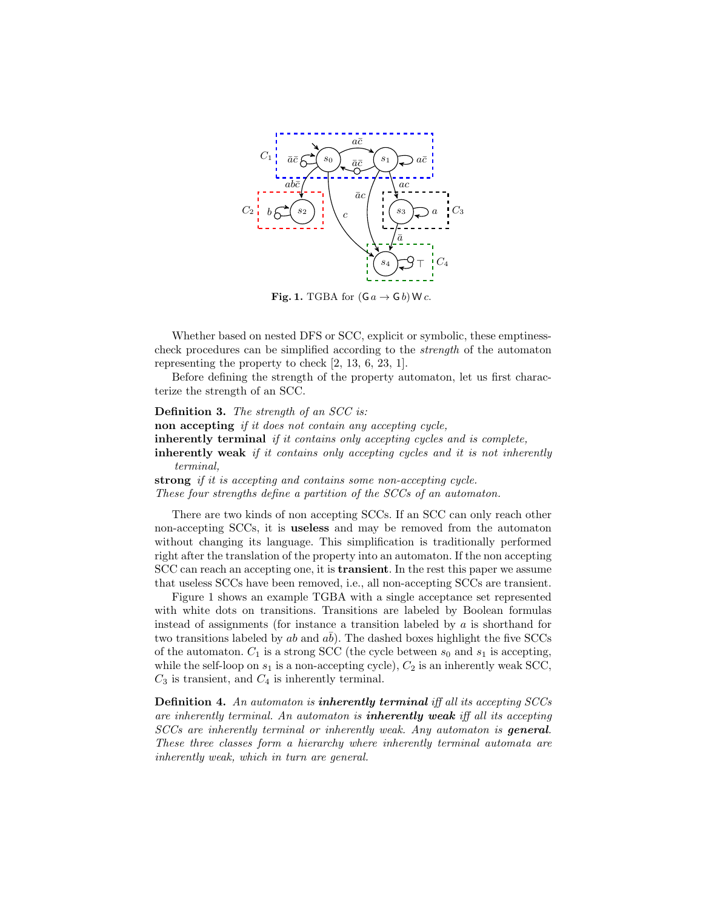**Fig. 1.** TGBA for $(\mathsf{G}\,a \rightarrow \mathsf{G}\,b)\,\mathsf{W}\,c$.

Whether based on nested DFS or SCC, explicit or symbolic, these emptiness-check procedures can be simplified according to the *strength* of the automaton representing the property to check [2, 13, 6, 23, 1].

Before defining the strength of the property automaton, let us first characterize the strength of an SCC.

**Definition 3.** *The strength of an SCC is:*
**non accepting** *if it does not contain any accepting cycle,*
**inherently terminal** *if it contains only accepting cycles and is complete,*
**inherently weak** *if it contains only accepting cycles and it is not inherently terminal,*
**strong** *if it is accepting and contains some non-accepting cycle.*
*These four strengths define a partition of the SCCs of an automaton.*

There are two kinds of non accepting SCCs. If an SCC can only reach other non-accepting SCCs, it is **useless** and may be removed from the automaton without changing its language. This simplification is traditionally performed right after the translation of the property into an automaton. If the non accepting SCC can reach an accepting one, it is **transient**. In the rest this paper we assume that useless SCCs have been removed, i.e., all non-accepting SCCs are transient.

Figure 1 shows an example TGBA with a single acceptance set represented with white dots on transitions. Transitions are labeled by Boolean formulas instead of assignments (for instance a transition labeled by $a$ is shorthand for two transitions labeled by $ab$ and $a\bar{b}$). The dashed boxes highlight the five SCCs of the automaton. $C_1$ is a strong SCC (the cycle between $s_0$ and $s_1$ is accepting, while the self-loop on $s_1$ is a non-accepting cycle), $C_2$ is an inherently weak SCC, $C_3$ is transient, and $C_4$ is inherently terminal.

**Definition 4.** *An automaton is* ***inherently terminal*** *iff all its accepting SCCs are inherently terminal. An automaton is* ***inherently weak*** *iff all its accepting SCCs are inherently terminal or inherently weak. Any automaton is* ***general****. These three classes form a hierarchy where inherently terminal automata are inherently weak, which in turn are general.*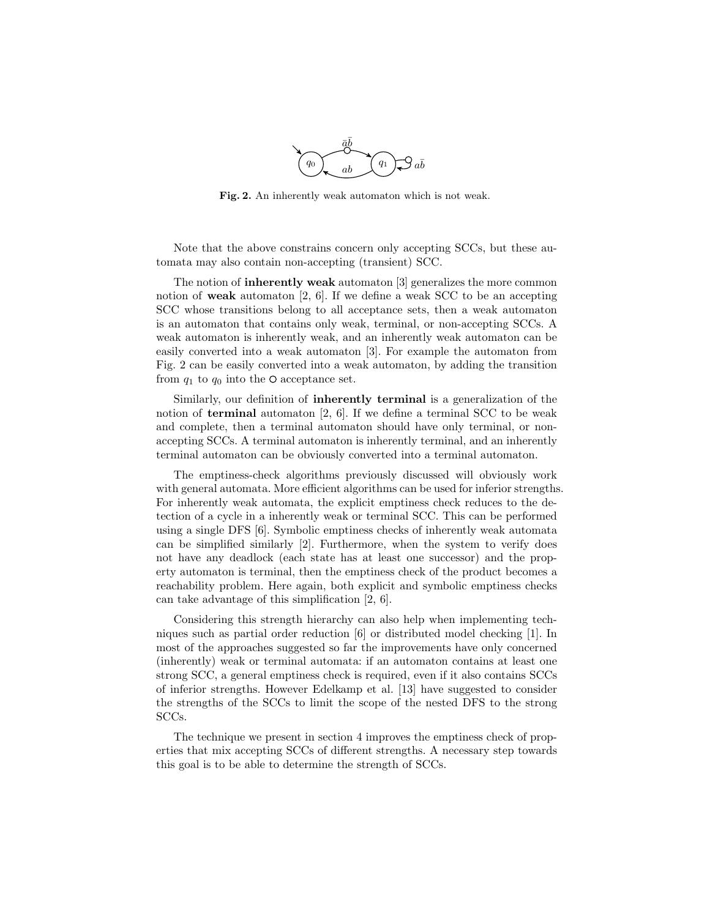Fig. 2. An inherently weak automaton which is not weak.

Note that the above constrains concern only accepting SCCs, but these automata may also contain non-accepting (transient) SCC.

The notion of **inherently weak** automaton [3] generalizes the more common notion of **weak** automaton [2, 6]. If we define a weak SCC to be an accepting SCC whose transitions belong to all acceptance sets, then a weak automaton is an automaton that contains only weak, terminal, or non-accepting SCCs. A weak automaton is inherently weak, and an inherently weak automaton can be easily converted into a weak automaton [3]. For example the automaton from Fig. 2 can be easily converted into a weak automaton, by adding the transition from $q_1$ to $q_0$ into the ○ acceptance set.

Similarly, our definition of **inherently terminal** is a generalization of the notion of **terminal** automaton [2, 6]. If we define a terminal SCC to be weak and complete, then a terminal automaton should have only terminal, or non-accepting SCCs. A terminal automaton is inherently terminal, and an inherently terminal automaton can be obviously converted into a terminal automaton.

The emptiness-check algorithms previously discussed will obviously work with general automata. More efficient algorithms can be used for inferior strengths. For inherently weak automata, the explicit emptiness check reduces to the detection of a cycle in a inherently weak or terminal SCC. This can be performed using a single DFS [6]. Symbolic emptiness checks of inherently weak automata can be simplified similarly [2]. Furthermore, when the system to verify does not have any deadlock (each state has at least one successor) and the property automaton is terminal, then the emptiness check of the product becomes a reachability problem. Here again, both explicit and symbolic emptiness checks can take advantage of this simplification [2, 6].

Considering this strength hierarchy can also help when implementing techniques such as partial order reduction [6] or distributed model checking [1]. In most of the approaches suggested so far the improvements have only concerned (inherently) weak or terminal automata: if an automaton contains at least one strong SCC, a general emptiness check is required, even if it also contains SCCs of inferior strengths. However Edelkamp et al. [13] have suggested to consider the strengths of the SCCs to limit the scope of the nested DFS to the strong SCCs.

The technique we present in section 4 improves the emptiness check of properties that mix accepting SCCs of different strengths. A necessary step towards this goal is to be able to determine the strength of SCCs.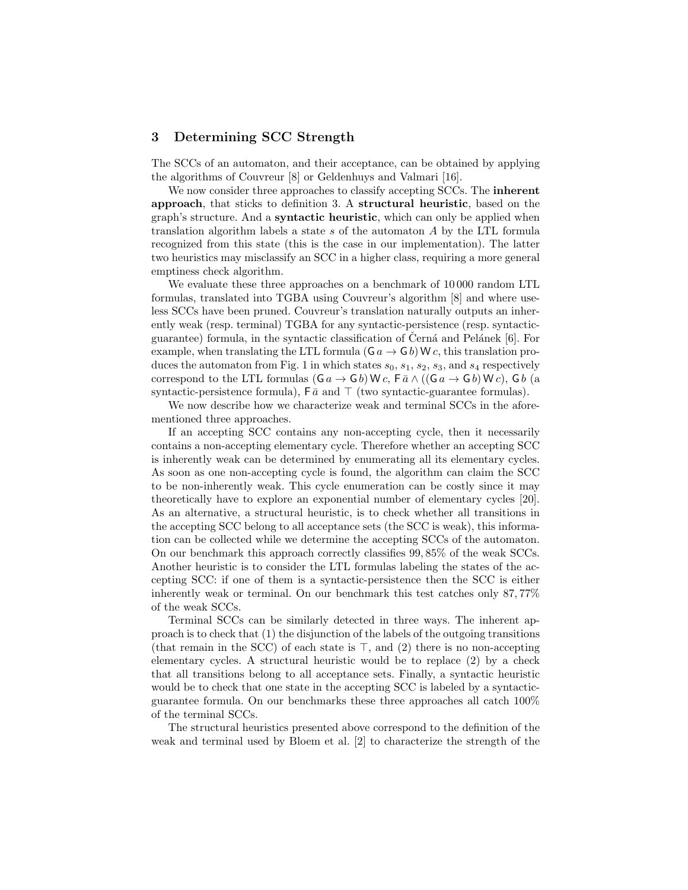## 3 Determining SCC Strength

The SCCs of an automaton, and their acceptance, can be obtained by applying the algorithms of Couvreur [8] or Geldenhuys and Valmari [16].

We now consider three approaches to classify accepting SCCs. The **inherent approach**, that sticks to definition 3. A **structural heuristic**, based on the graph's structure. And a **syntactic heuristic**, which can only be applied when translation algorithm labels a state $s$ of the automaton $A$ by the LTL formula recognized from this state (this is the case in our implementation). The latter two heuristics may misclassify an SCC in a higher class, requiring a more general emptiness check algorithm.

We evaluate these three approaches on a benchmark of 10 000 random LTL formulas, translated into TGBA using Couvreur's algorithm [8] and where useless SCCs have been pruned. Couvreur's translation naturally outputs an inherently weak (resp. terminal) TGBA for any syntactic-persistence (resp. syntactic-guarantee) formula, in the syntactic classification of Černá and Pelánek [6]. For example, when translating the LTL formula $(\mathsf{G}\,a \rightarrow \mathsf{G}\,b)\,\mathsf{W}\,c$, this translation produces the automaton from Fig. 1 in which states $s_0$, $s_1$, $s_2$, $s_3$, and $s_4$ respectively correspond to the LTL formulas $(\mathsf{G}\,a \rightarrow \mathsf{G}\,b)\,\mathsf{W}\,c$, $\mathsf{F}\,\bar{a} \wedge ((\mathsf{G}\,a \rightarrow \mathsf{G}\,b)\,\mathsf{W}\,c)$, $\mathsf{G}\,b$ (a syntactic-persistence formula), $\mathsf{F}\,\bar{a}$ and $\top$ (two syntactic-guarantee formulas).

We now describe how we characterize weak and terminal SCCs in the aforementioned three approaches.

If an accepting SCC contains any non-accepting cycle, then it necessarily contains a non-accepting elementary cycle. Therefore whether an accepting SCC is inherently weak can be determined by enumerating all its elementary cycles. As soon as one non-accepting cycle is found, the algorithm can claim the SCC to be non-inherently weak. This cycle enumeration can be costly since it may theoretically have to explore an exponential number of elementary cycles [20]. As an alternative, a structural heuristic, is to check whether all transitions in the accepting SCC belong to all acceptance sets (the SCC is weak), this information can be collected while we determine the accepting SCCs of the automaton. On our benchmark this approach correctly classifies 99,85% of the weak SCCs. Another heuristic is to consider the LTL formulas labeling the states of the accepting SCC: if one of them is a syntactic-persistence then the SCC is either inherently weak or terminal. On our benchmark this test catches only 87,77% of the weak SCCs.

Terminal SCCs can be similarly detected in three ways. The inherent approach is to check that (1) the disjunction of the labels of the outgoing transitions (that remain in the SCC) of each state is $\top$, and (2) there is no non-accepting elementary cycles. A structural heuristic would be to replace (2) by a check that all transitions belong to all acceptance sets. Finally, a syntactic heuristic would be to check that one state in the accepting SCC is labeled by a syntactic-guarantee formula. On our benchmarks these three approaches all catch 100% of the terminal SCCs.

The structural heuristics presented above correspond to the definition of the weak and terminal used by Bloem et al. [2] to characterize the strength of the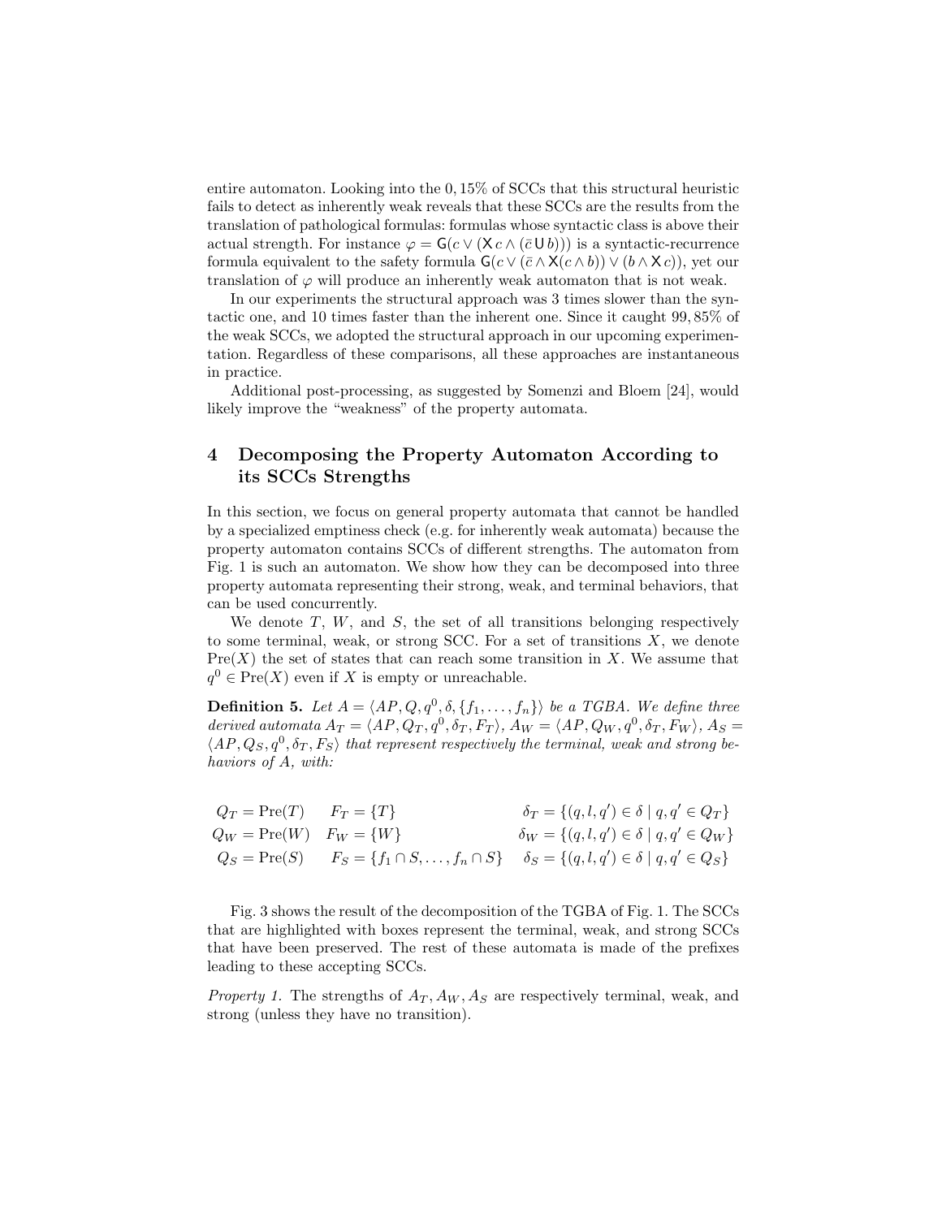entire automaton. Looking into the 0,15% of SCCs that this structural heuristic fails to detect as inherently weak reveals that these SCCs are the results from the translation of pathological formulas: formulas whose syntactic class is above their actual strength. For instance $\varphi = \mathsf{G}(c \vee (\mathsf{X}\, c \wedge (\bar{c}\, \mathsf{U}\, b)))$ is a syntactic-recurrence formula equivalent to the safety formula $\mathsf{G}(c \vee (\bar{c} \wedge \mathsf{X}(c \wedge b)) \vee (b \wedge \mathsf{X}\, c))$, yet our translation of $\varphi$ will produce an inherently weak automaton that is not weak.

In our experiments the structural approach was 3 times slower than the syntactic one, and 10 times faster than the inherent one. Since it caught 99,85% of the weak SCCs, we adopted the structural approach in our upcoming experimentation. Regardless of these comparisons, all these approaches are instantaneous in practice.

Additional post-processing, as suggested by Somenzi and Bloem [24], would likely improve the "weakness" of the property automata.

## 4 Decomposing the Property Automaton According to its SCCs Strengths

In this section, we focus on general property automata that cannot be handled by a specialized emptiness check (e.g. for inherently weak automata) because the property automaton contains SCCs of different strengths. The automaton from Fig. 1 is such an automaton. We show how they can be decomposed into three property automata representing their strong, weak, and terminal behaviors, that can be used concurrently.

We denote $T$, $W$, and $S$, the set of all transitions belonging respectively to some terminal, weak, or strong SCC. For a set of transitions $X$, we denote $\mathrm{Pre}(X)$ the set of states that can reach some transition in $X$. We assume that $q^0 \in \mathrm{Pre}(X)$ even if $X$ is empty or unreachable.

**Definition 5.** *Let $A = \langle AP, Q, q^0, \delta, \{f_1, \ldots, f_n\}\rangle$ be a TGBA. We define three derived automata $A_T = \langle AP, Q_T, q^0, \delta_T, F_T\rangle$, $A_W = \langle AP, Q_W, q^0, \delta_T, F_W\rangle$, $A_S = \langle AP, Q_S, q^0, \delta_T, F_S\rangle$ that represent respectively the terminal, weak and strong behaviors of $A$, with:*

$$
\begin{array}{lll}
Q_T = \mathrm{Pre}(T) & F_T = \{T\} & \delta_T = \{(q, l, q') \in \delta \mid q, q' \in Q_T\} \\
Q_W = \mathrm{Pre}(W) & F_W = \{W\} & \delta_W = \{(q, l, q') \in \delta \mid q, q' \in Q_W\} \\
Q_S = \mathrm{Pre}(S) & F_S = \{f_1 \cap S, \ldots, f_n \cap S\} & \delta_S = \{(q, l, q') \in \delta \mid q, q' \in Q_S\}
\end{array}
$$

Fig. 3 shows the result of the decomposition of the TGBA of Fig. 1. The SCCs that are highlighted with boxes represent the terminal, weak, and strong SCCs that have been preserved. The rest of these automata is made of the prefixes leading to these accepting SCCs.

*Property 1.* The strengths of $A_T, A_W, A_S$ are respectively terminal, weak, and strong (unless they have no transition).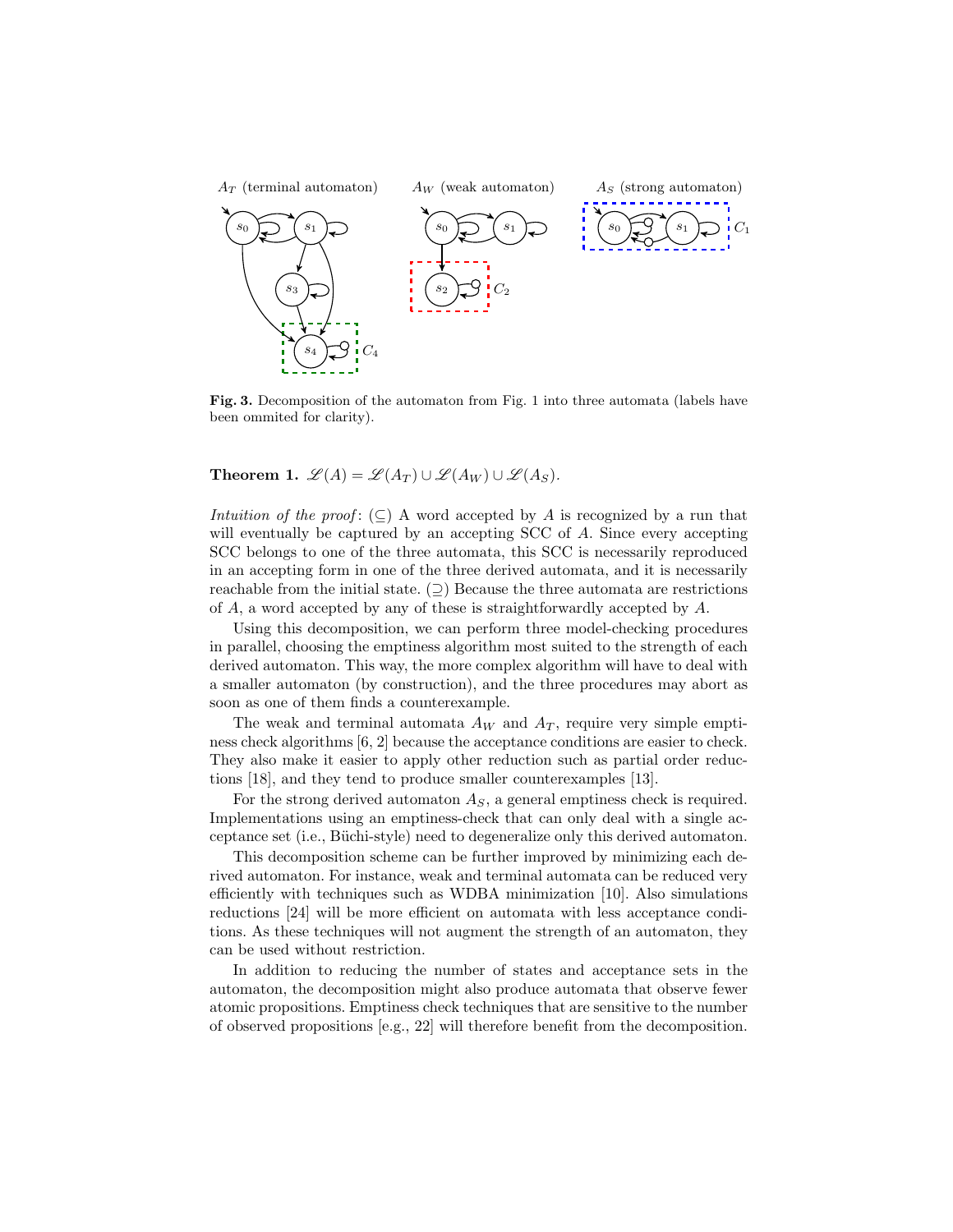**Fig. 3.** Decomposition of the automaton from Fig. 1 into three automata (labels have been ommited for clarity).

**Theorem 1.** $\mathscr{L}(A) = \mathscr{L}(A_T) \cup \mathscr{L}(A_W) \cup \mathscr{L}(A_S)$.

*Intuition of the proof*: ($\subseteq$) A word accepted by $A$ is recognized by a run that will eventually be captured by an accepting SCC of $A$. Since every accepting SCC belongs to one of the three automata, this SCC is necessarily reproduced in an accepting form in one of the three derived automata, and it is necessarily reachable from the initial state. ($\supseteq$) Because the three automata are restrictions of $A$, a word accepted by any of these is straightforwardly accepted by $A$.

Using this decomposition, we can perform three model-checking procedures in parallel, choosing the emptiness algorithm most suited to the strength of each derived automaton. This way, the more complex algorithm will have to deal with a smaller automaton (by construction), and the three procedures may abort as soon as one of them finds a counterexample.

The weak and terminal automata $A_W$ and $A_T$, require very simple emptiness check algorithms [6, 2] because the acceptance conditions are easier to check. They also make it easier to apply other reduction such as partial order reductions [18], and they tend to produce smaller counterexamples [13].

For the strong derived automaton $A_S$, a general emptiness check is required. Implementations using an emptiness-check that can only deal with a single acceptance set (i.e., Büchi-style) need to degeneralize only this derived automaton.

This decomposition scheme can be further improved by minimizing each derived automaton. For instance, weak and terminal automata can be reduced very efficiently with techniques such as WDBA minimization [10]. Also simulations reductions [24] will be more efficient on automata with less acceptance conditions. As these techniques will not augment the strength of an automaton, they can be used without restriction.

In addition to reducing the number of states and acceptance sets in the automaton, the decomposition might also produce automata that observe fewer atomic propositions. Emptiness check techniques that are sensitive to the number of observed propositions [e.g., 22] will therefore benefit from the decomposition.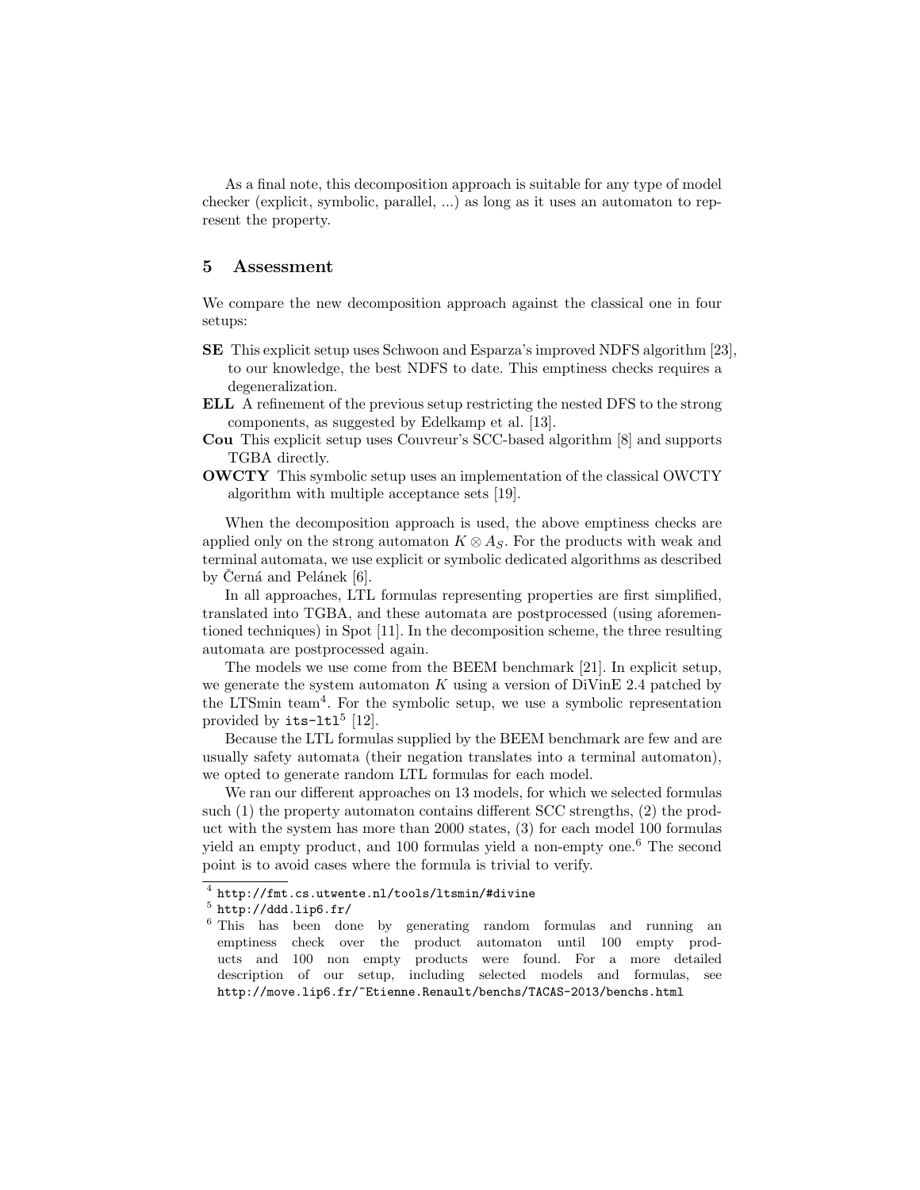As a final note, this decomposition approach is suitable for any type of model checker (explicit, symbolic, parallel, ...) as long as it uses an automaton to represent the property.

## 5 Assessment

We compare the new decomposition approach against the classical one in four setups:

**SE** This explicit setup uses Schwoon and Esparza's improved NDFS algorithm [23], to our knowledge, the best NDFS to date. This emptiness checks requires a degeneralization.

**ELL** A refinement of the previous setup restricting the nested DFS to the strong components, as suggested by Edelkamp et al. [13].

**Cou** This explicit setup uses Couvreur's SCC-based algorithm [8] and supports TGBA directly.

**OWCTY** This symbolic setup uses an implementation of the classical OWCTY algorithm with multiple acceptance sets [19].

When the decomposition approach is used, the above emptiness checks are applied only on the strong automaton $K \otimes A_S$. For the products with weak and terminal automata, we use explicit or symbolic dedicated algorithms as described by Černá and Pelánek [6].

In all approaches, LTL formulas representing properties are first simplified, translated into TGBA, and these automata are postprocessed (using aforementioned techniques) in Spot [11]. In the decomposition scheme, the three resulting automata are postprocessed again.

The models we use come from the BEEM benchmark [21]. In explicit setup, we generate the system automaton $K$ using a version of DiVinE 2.4 patched by the LTSmin team[4]. For the symbolic setup, we use a symbolic representation provided by `its-ltl`[5] [12].

Because the LTL formulas supplied by the BEEM benchmark are few and are usually safety automata (their negation translates into a terminal automaton), we opted to generate random LTL formulas for each model.

We ran our different approaches on 13 models, for which we selected formulas such (1) the property automaton contains different SCC strengths, (2) the product with the system has more than 2000 states, (3) for each model 100 formulas yield an empty product, and 100 formulas yield a non-empty one.[6] The second point is to avoid cases where the formula is trivial to verify.

---

[4] `http://fmt.cs.utwente.nl/tools/ltsmin/#divine`

[5] `http://ddd.lip6.fr/`

[6] This has been done by generating random formulas and running an emptiness check over the product automaton until 100 empty products and 100 non empty products were found. For a more detailed description of our setup, including selected models and formulas, see `http://move.lip6.fr/~Etienne.Renault/benchs/TACAS-2013/benchs.html`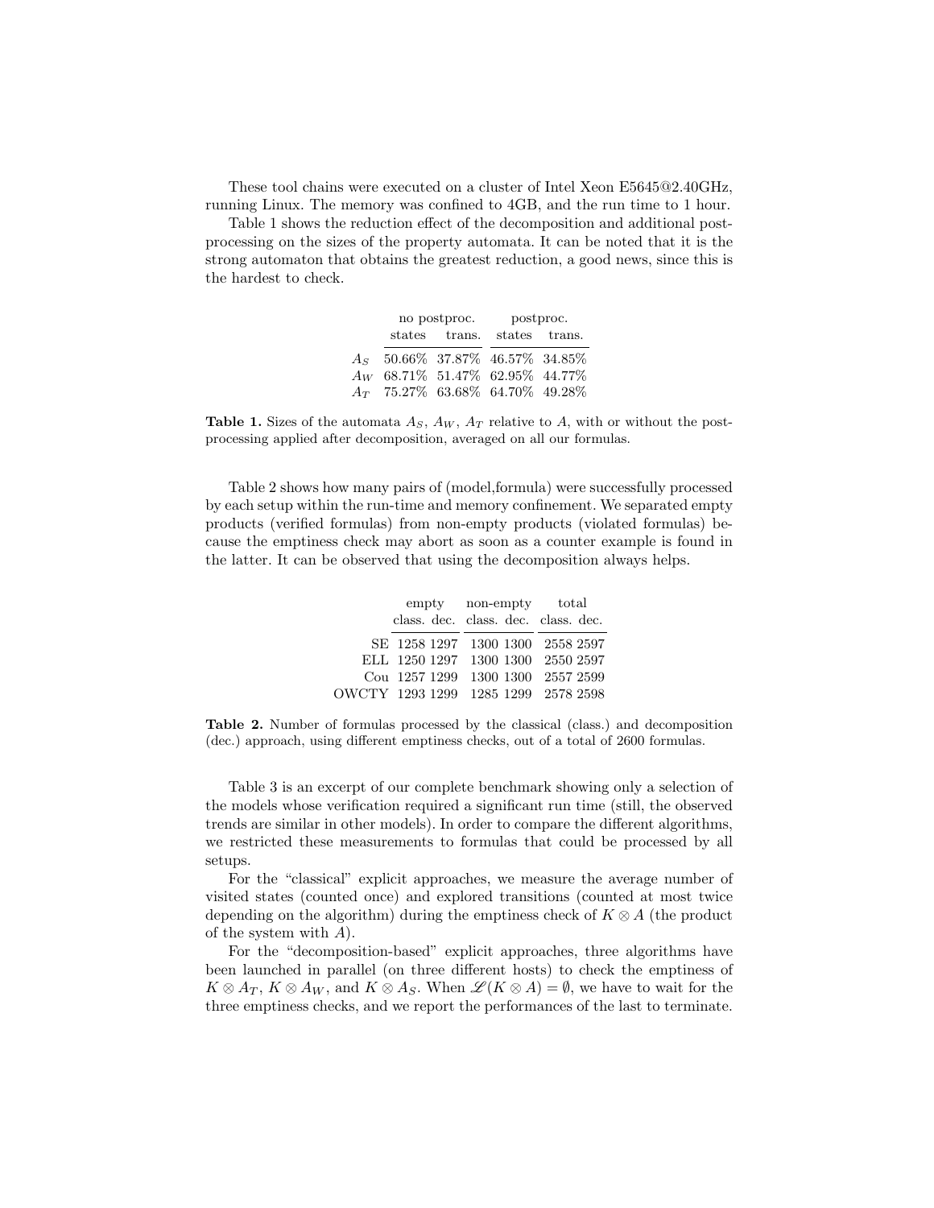These tool chains were executed on a cluster of Intel Xeon E5645@2.40GHz, running Linux. The memory was confined to 4GB, and the run time to 1 hour.

Table 1 shows the reduction effect of the decomposition and additional post-processing on the sizes of the property automata. It can be noted that it is the strong automaton that obtains the greatest reduction, a good news, since this is the hardest to check.

| | no postproc. | | postproc. | |
|---|---|---|---|---|
| | states | trans. | states | trans. |
| $A_S$ | 50.66% | 37.87% | 46.57% | 34.85% |
| $A_W$ | 68.71% | 51.47% | 62.95% | 44.77% |
| $A_T$ | 75.27% | 63.68% | 64.70% | 49.28% |

**Table 1.** Sizes of the automata $A_S$, $A_W$, $A_T$ relative to $A$, with or without the post-processing applied after decomposition, averaged on all our formulas.

Table 2 shows how many pairs of (model,formula) were successfully processed by each setup within the run-time and memory confinement. We separated empty products (verified formulas) from non-empty products (violated formulas) because the emptiness check may abort as soon as a counter example is found in the latter. It can be observed that using the decomposition always helps.

| | empty | | non-empty | | total | |
|---|---|---|---|---|---|---|
| | class. | dec. | class. | dec. | class. | dec. |
| SE | 1258 | 1297 | 1300 | 1300 | 2558 | 2597 |
| ELL | 1250 | 1297 | 1300 | 1300 | 2550 | 2597 |
| Cou | 1257 | 1299 | 1300 | 1300 | 2557 | 2599 |
| OWCTY | 1293 | 1299 | 1285 | 1299 | 2578 | 2598 |

**Table 2.** Number of formulas processed by the classical (class.) and decomposition (dec.) approach, using different emptiness checks, out of a total of 2600 formulas.

Table 3 is an excerpt of our complete benchmark showing only a selection of the models whose verification required a significant run time (still, the observed trends are similar in other models). In order to compare the different algorithms, we restricted these measurements to formulas that could be processed by all setups.

For the "classical" explicit approaches, we measure the average number of visited states (counted once) and explored transitions (counted at most twice depending on the algorithm) during the emptiness check of $K \otimes A$ (the product of the system with $A$).

For the "decomposition-based" explicit approaches, three algorithms have been launched in parallel (on three different hosts) to check the emptiness of $K \otimes A_T$, $K \otimes A_W$, and $K \otimes A_S$. When $\mathscr{L}(K \otimes A) = \emptyset$, we have to wait for the three emptiness checks, and we report the performances of the last to terminate.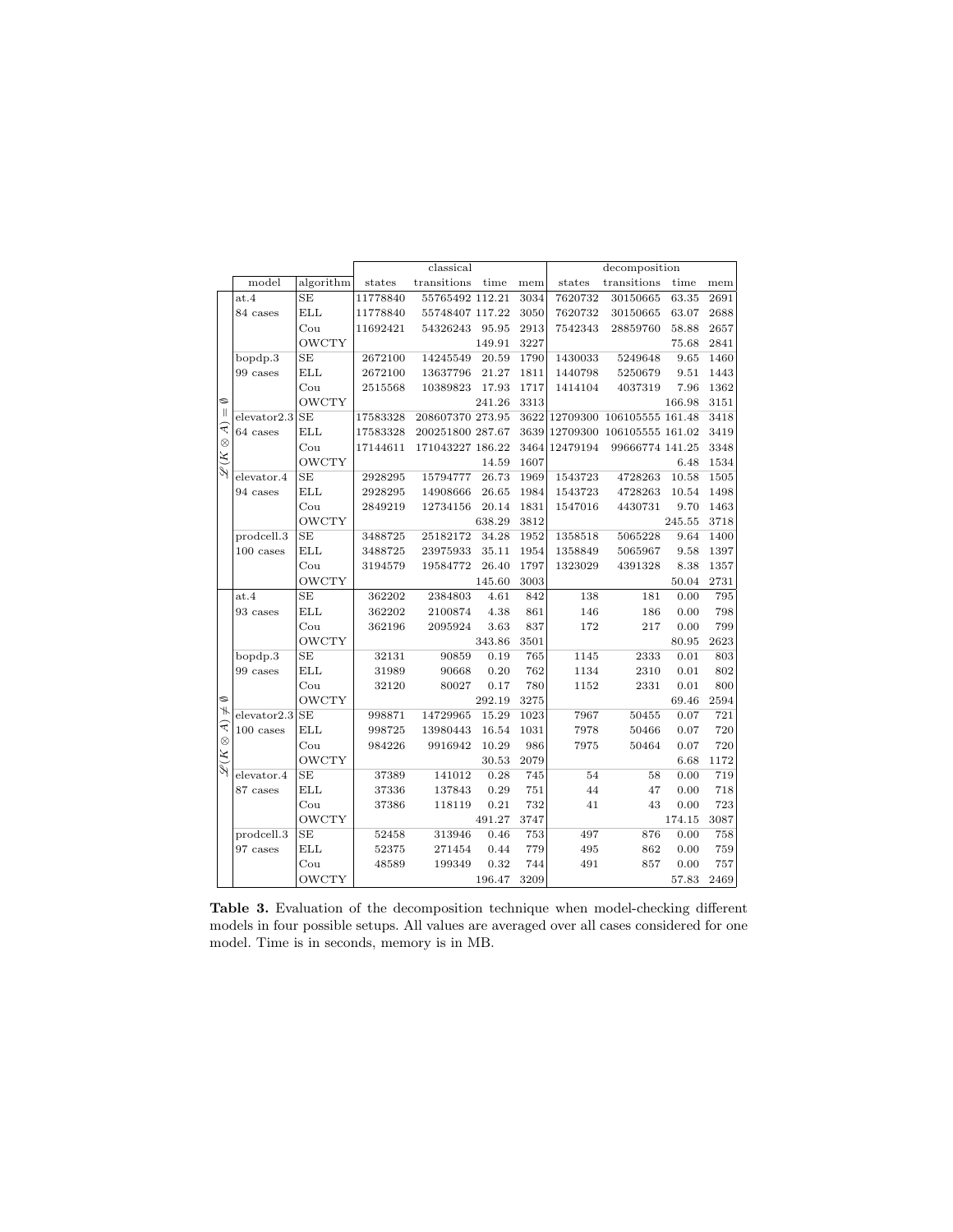| | model | algorithm | classical | | | | decomposition | | | |
|---|---|---|---|---|---|---|---|---|---|---|
| | | | states | transitions | time | mem | states | transitions | time | mem |
| $\mathscr{L}(K \otimes A) = \emptyset$ | at.4 84 cases | SE | 11778840 | 55765492 | 112.21 | 3034 | 7620732 | 30150665 | 63.35 | 2691 |
| | | ELL | 11778840 | 55748407 | 117.22 | 3050 | 7620732 | 30150665 | 63.07 | 2688 |
| | | Cou | 11692421 | 54326243 | 95.95 | 2913 | 7542343 | 28859760 | 58.88 | 2657 |
| | | OWCTY | | | 149.91 | 3227 | | | 75.68 | 2841 |
| | bopdp.3 99 cases | SE | 2672100 | 14245549 | 20.59 | 1790 | 1430033 | 5249648 | 9.65 | 1460 |
| | | ELL | 2672100 | 13637796 | 21.27 | 1811 | 1440798 | 5250679 | 9.51 | 1443 |
| | | Cou | 2515568 | 10389823 | 17.93 | 1717 | 1414104 | 4037319 | 7.96 | 1362 |
| | | OWCTY | | | 241.26 | 3313 | | | 166.98 | 3151 |
| | elevator2.3 64 cases | SE | 17583328 | 208607370 | 273.95 | 3622 | 12709300 | 106105555 | 161.48 | 3418 |
| | | ELL | 17583328 | 200251800 | 287.67 | 3639 | 12709300 | 106105555 | 161.02 | 3419 |
| | | Cou | 17144611 | 171043227 | 186.22 | 3464 | 12479194 | 99666774 | 141.25 | 3348 |
| | | OWCTY | | | 14.59 | 1607 | | | 6.48 | 1534 |
| | elevator.4 94 cases | SE | 2928295 | 15794777 | 26.73 | 1969 | 1543723 | 4728263 | 10.58 | 1505 |
| | | ELL | 2928295 | 14908666 | 26.65 | 1984 | 1543723 | 4728263 | 10.54 | 1498 |
| | | Cou | 2849219 | 12734156 | 20.14 | 1831 | 1547016 | 4430731 | 9.70 | 1463 |
| | | OWCTY | | | 638.29 | 3812 | | | 245.55 | 3718 |
| | prodcell.3 100 cases | SE | 3488725 | 25182172 | 34.28 | 1952 | 1358518 | 5065228 | 9.64 | 1400 |
| | | ELL | 3488725 | 23975933 | 35.11 | 1954 | 1358849 | 5065967 | 9.58 | 1397 |
| | | Cou | 3194579 | 19584772 | 26.40 | 1797 | 1323029 | 4391328 | 8.38 | 1357 |
| | | OWCTY | | | 145.60 | 3003 | | | 50.04 | 2731 |
| $\mathscr{L}(K \otimes A) \neq \emptyset$ | at.4 93 cases | SE | 362202 | 2384803 | 4.61 | 842 | 138 | 181 | 0.00 | 795 |
| | | ELL | 362202 | 2100874 | 4.38 | 861 | 146 | 186 | 0.00 | 798 |
| | | Cou | 362196 | 2095924 | 3.63 | 837 | 172 | 217 | 0.00 | 799 |
| | | OWCTY | | | 343.86 | 3501 | | | 80.95 | 2623 |
| | bopdp.3 99 cases | SE | 32131 | 90859 | 0.19 | 765 | 1145 | 2333 | 0.01 | 803 |
| | | ELL | 31989 | 90668 | 0.20 | 762 | 1134 | 2310 | 0.01 | 802 |
| | | Cou | 32120 | 80027 | 0.17 | 780 | 1152 | 2331 | 0.01 | 800 |
| | | OWCTY | | | 292.19 | 3275 | | | 69.46 | 2594 |
| | elevator2.3 100 cases | SE | 998871 | 14729965 | 15.29 | 1023 | 7967 | 50455 | 0.07 | 721 |
| | | ELL | 998725 | 13980443 | 16.54 | 1031 | 7978 | 50466 | 0.07 | 720 |
| | | Cou | 984226 | 9916942 | 10.29 | 986 | 7975 | 50464 | 0.07 | 720 |
| | | OWCTY | | | 30.53 | 2079 | | | 6.68 | 1172 |
| | elevator.4 87 cases | SE | 37389 | 141012 | 0.28 | 745 | 54 | 58 | 0.00 | 719 |
| | | ELL | 37336 | 137843 | 0.29 | 751 | 44 | 47 | 0.00 | 718 |
| | | Cou | 37386 | 118119 | 0.21 | 732 | 41 | 43 | 0.00 | 723 |
| | | OWCTY | | | 491.27 | 3747 | | | 174.15 | 3087 |
| | prodcell.3 97 cases | SE | 52458 | 313946 | 0.46 | 753 | 497 | 876 | 0.00 | 758 |
| | | ELL | 52375 | 271454 | 0.44 | 779 | 495 | 862 | 0.00 | 759 |
| | | Cou | 48589 | 199349 | 0.32 | 744 | 491 | 857 | 0.00 | 757 |
| | | OWCTY | | | 196.47 | 3209 | | | 57.83 | 2469 |

**Table 3.** Evaluation of the decomposition technique when model-checking different models in four possible setups. All values are averaged over all cases considered for one model. Time is in seconds, memory is in MB.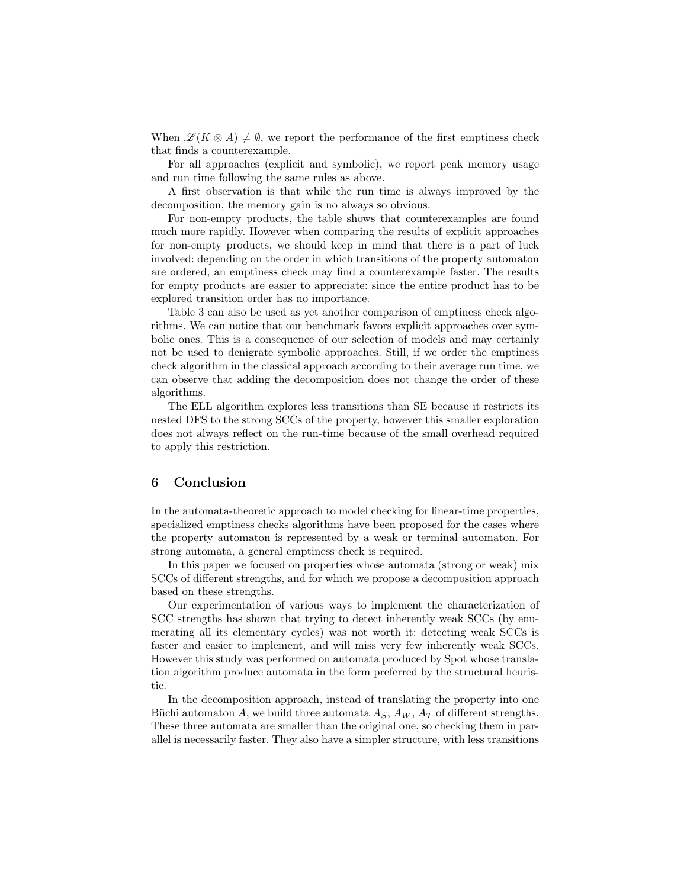When $\mathscr{L}(K \otimes A) \neq \emptyset$, we report the performance of the first emptiness check that finds a counterexample.

For all approaches (explicit and symbolic), we report peak memory usage and run time following the same rules as above.

A first observation is that while the run time is always improved by the decomposition, the memory gain is no always so obvious.

For non-empty products, the table shows that counterexamples are found much more rapidly. However when comparing the results of explicit approaches for non-empty products, we should keep in mind that there is a part of luck involved: depending on the order in which transitions of the property automaton are ordered, an emptiness check may find a counterexample faster. The results for empty products are easier to appreciate: since the entire product has to be explored transition order has no importance.

Table 3 can also be used as yet another comparison of emptiness check algorithms. We can notice that our benchmark favors explicit approaches over symbolic ones. This is a consequence of our selection of models and may certainly not be used to denigrate symbolic approaches. Still, if we order the emptiness check algorithm in the classical approach according to their average run time, we can observe that adding the decomposition does not change the order of these algorithms.

The ELL algorithm explores less transitions than SE because it restricts its nested DFS to the strong SCCs of the property, however this smaller exploration does not always reflect on the run-time because of the small overhead required to apply this restriction.

## 6 Conclusion

In the automata-theoretic approach to model checking for linear-time properties, specialized emptiness checks algorithms have been proposed for the cases where the property automaton is represented by a weak or terminal automaton. For strong automata, a general emptiness check is required.

In this paper we focused on properties whose automata (strong or weak) mix SCCs of different strengths, and for which we propose a decomposition approach based on these strengths.

Our experimentation of various ways to implement the characterization of SCC strengths has shown that trying to detect inherently weak SCCs (by enumerating all its elementary cycles) was not worth it: detecting weak SCCs is faster and easier to implement, and will miss very few inherently weak SCCs. However this study was performed on automata produced by Spot whose translation algorithm produce automata in the form preferred by the structural heuristic.

In the decomposition approach, instead of translating the property into one Büchi automaton $A$, we build three automata $A_S$, $A_W$, $A_T$ of different strengths. These three automata are smaller than the original one, so checking them in parallel is necessarily faster. They also have a simpler structure, with less transitions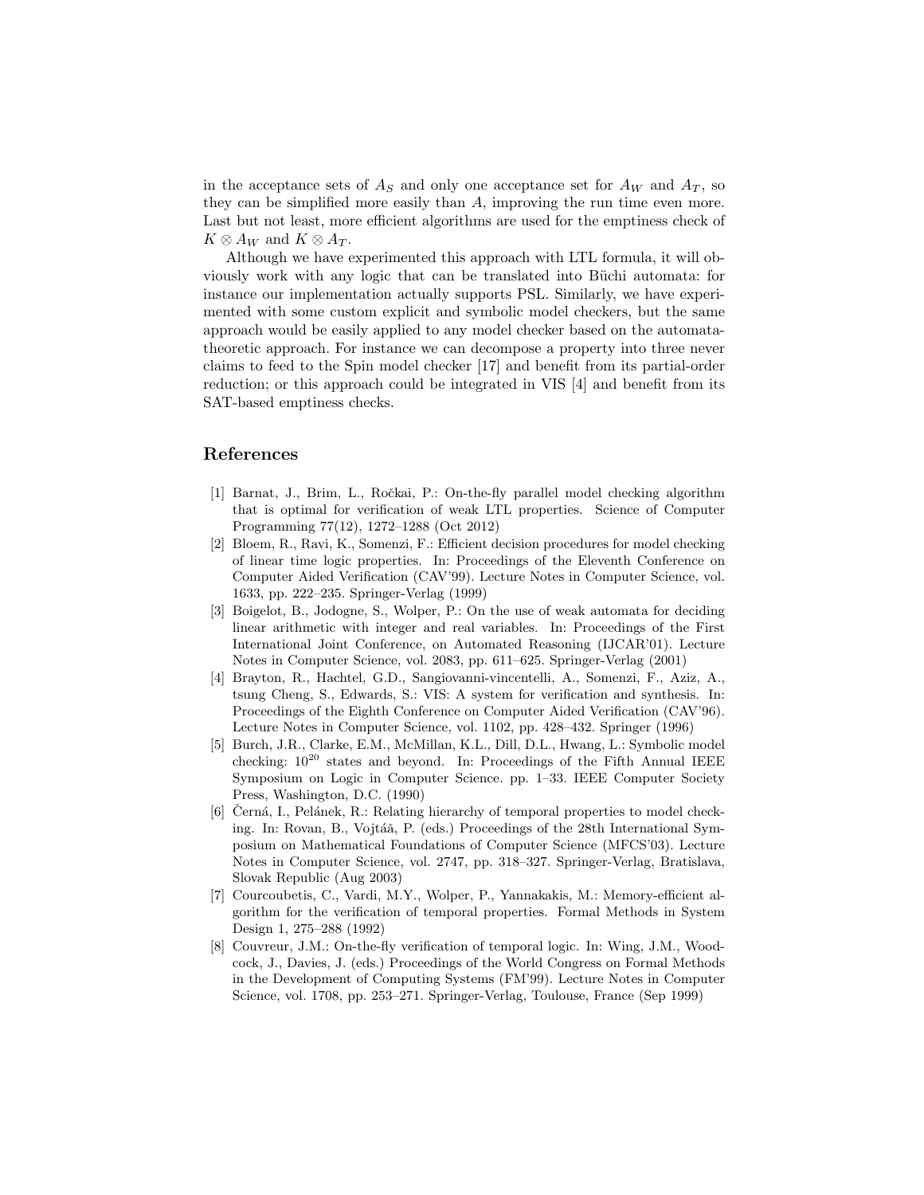in the acceptance sets of $A_S$ and only one acceptance set for $A_W$ and $A_T$, so they can be simplified more easily than $A$, improving the run time even more. Last but not least, more efficient algorithms are used for the emptiness check of $K \otimes A_W$ and $K \otimes A_T$.

Although we have experimented this approach with LTL formula, it will obviously work with any logic that can be translated into Büchi automata: for instance our implementation actually supports PSL. Similarly, we have experimented with some custom explicit and symbolic model checkers, but the same approach would be easily applied to any model checker based on the automata-theoretic approach. For instance we can decompose a property into three never claims to feed to the Spin model checker [17] and benefit from its partial-order reduction; or this approach could be integrated in VIS [4] and benefit from its SAT-based emptiness checks.

## References

[1] Barnat, J., Brim, L., Ročkai, P.: On-the-fly parallel model checking algorithm that is optimal for verification of weak LTL properties. Science of Computer Programming 77(12), 1272–1288 (Oct 2012)

[2] Bloem, R., Ravi, K., Somenzi, F.: Efficient decision procedures for model checking of linear time logic properties. In: Proceedings of the Eleventh Conference on Computer Aided Verification (CAV'99). Lecture Notes in Computer Science, vol. 1633, pp. 222–235. Springer-Verlag (1999)

[3] Boigelot, B., Jodogne, S., Wolper, P.: On the use of weak automata for deciding linear arithmetic with integer and real variables. In: Proceedings of the First International Joint Conference, on Automated Reasoning (IJCAR'01). Lecture Notes in Computer Science, vol. 2083, pp. 611–625. Springer-Verlag (2001)

[4] Brayton, R., Hachtel, G.D., Sangiovanni-vincentelli, A., Somenzi, F., Aziz, A., tsung Cheng, S., Edwards, S.: VIS: A system for verification and synthesis. In: Proceedings of the Eighth Conference on Computer Aided Verification (CAV'96). Lecture Notes in Computer Science, vol. 1102, pp. 428–432. Springer (1996)

[5] Burch, J.R., Clarke, E.M., McMillan, K.L., Dill, D.L., Hwang, L.: Symbolic model checking: $10^{20}$ states and beyond. In: Proceedings of the Fifth Annual IEEE Symposium on Logic in Computer Science. pp. 1–33. IEEE Computer Society Press, Washington, D.C. (1990)

[6] Černá, I., Pelánek, R.: Relating hierarchy of temporal properties to model checking. In: Rovan, B., Vojtáă, P. (eds.) Proceedings of the 28th International Symposium on Mathematical Foundations of Computer Science (MFCS'03). Lecture Notes in Computer Science, vol. 2747, pp. 318–327. Springer-Verlag, Bratislava, Slovak Republic (Aug 2003)

[7] Courcoubetis, C., Vardi, M.Y., Wolper, P., Yannakakis, M.: Memory-efficient algorithm for the verification of temporal properties. Formal Methods in System Design 1, 275–288 (1992)

[8] Couvreur, J.M.: On-the-fly verification of temporal logic. In: Wing, J.M., Woodcock, J., Davies, J. (eds.) Proceedings of the World Congress on Formal Methods in the Development of Computing Systems (FM'99). Lecture Notes in Computer Science, vol. 1708, pp. 253–271. Springer-Verlag, Toulouse, France (Sep 1999)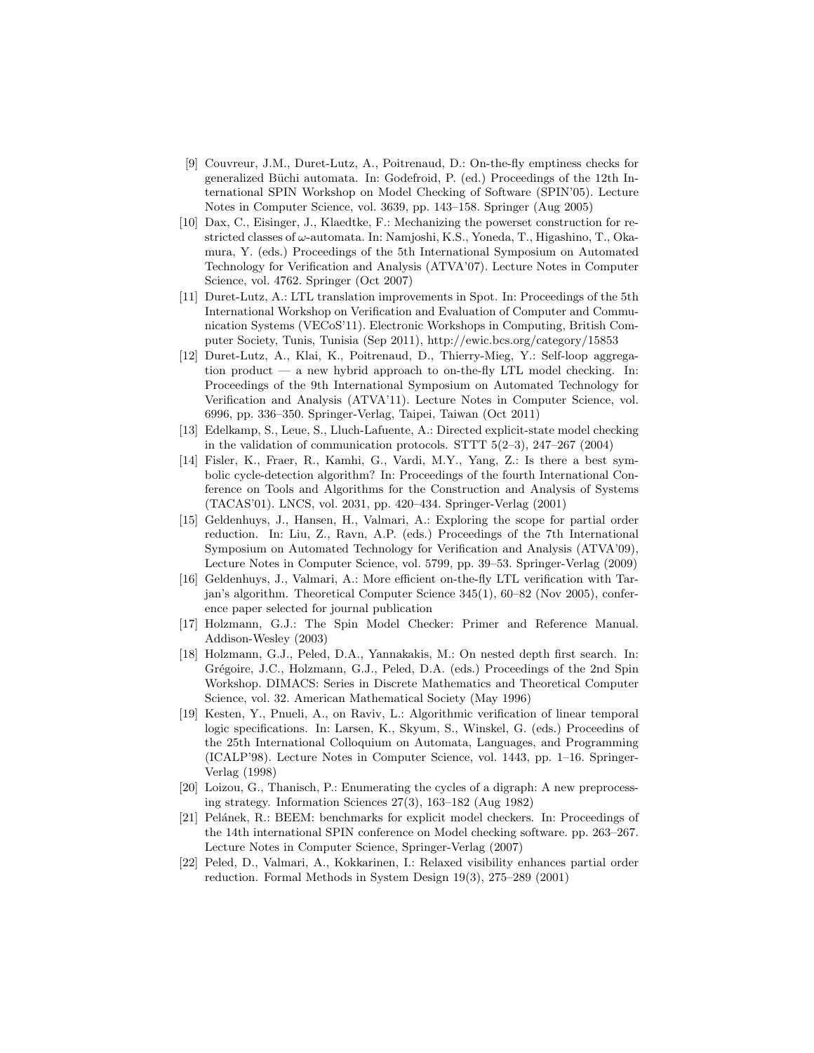[9] Couvreur, J.M., Duret-Lutz, A., Poitrenaud, D.: On-the-fly emptiness checks for generalized Büchi automata. In: Godefroid, P. (ed.) Proceedings of the 12th International SPIN Workshop on Model Checking of Software (SPIN'05). Lecture Notes in Computer Science, vol. 3639, pp. 143–158. Springer (Aug 2005)

[10] Dax, C., Eisinger, J., Klaedtke, F.: Mechanizing the powerset construction for restricted classes of $\omega$-automata. In: Namjoshi, K.S., Yoneda, T., Higashino, T., Okamura, Y. (eds.) Proceedings of the 5th International Symposium on Automated Technology for Verification and Analysis (ATVA'07). Lecture Notes in Computer Science, vol. 4762. Springer (Oct 2007)

[11] Duret-Lutz, A.: LTL translation improvements in Spot. In: Proceedings of the 5th International Workshop on Verification and Evaluation of Computer and Communication Systems (VECoS'11). Electronic Workshops in Computing, British Computer Society, Tunis, Tunisia (Sep 2011), http://ewic.bcs.org/category/15853

[12] Duret-Lutz, A., Klai, K., Poitrenaud, D., Thierry-Mieg, Y.: Self-loop aggregation product — a new hybrid approach to on-the-fly LTL model checking. In: Proceedings of the 9th International Symposium on Automated Technology for Verification and Analysis (ATVA'11). Lecture Notes in Computer Science, vol. 6996, pp. 336–350. Springer-Verlag, Taipei, Taiwan (Oct 2011)

[13] Edelkamp, S., Leue, S., Lluch-Lafuente, A.: Directed explicit-state model checking in the validation of communication protocols. STTT 5(2–3), 247–267 (2004)

[14] Fisler, K., Fraer, R., Kamhi, G., Vardi, M.Y., Yang, Z.: Is there a best symbolic cycle-detection algorithm? In: Proceedings of the fourth International Conference on Tools and Algorithms for the Construction and Analysis of Systems (TACAS'01). LNCS, vol. 2031, pp. 420–434. Springer-Verlag (2001)

[15] Geldenhuys, J., Hansen, H., Valmari, A.: Exploring the scope for partial order reduction. In: Liu, Z., Ravn, A.P. (eds.) Proceedings of the 7th International Symposium on Automated Technology for Verification and Analysis (ATVA'09), Lecture Notes in Computer Science, vol. 5799, pp. 39–53. Springer-Verlag (2009)

[16] Geldenhuys, J., Valmari, A.: More efficient on-the-fly LTL verification with Tarjan's algorithm. Theoretical Computer Science 345(1), 60–82 (Nov 2005), conference paper selected for journal publication

[17] Holzmann, G.J.: The Spin Model Checker: Primer and Reference Manual. Addison-Wesley (2003)

[18] Holzmann, G.J., Peled, D.A., Yannakakis, M.: On nested depth first search. In: Grégoire, J.C., Holzmann, G.J., Peled, D.A. (eds.) Proceedings of the 2nd Spin Workshop. DIMACS: Series in Discrete Mathematics and Theoretical Computer Science, vol. 32. American Mathematical Society (May 1996)

[19] Kesten, Y., Pnueli, A., on Raviv, L.: Algorithmic verification of linear temporal logic specifications. In: Larsen, K., Skyum, S., Winskel, G. (eds.) Proceedins of the 25th International Colloquium on Automata, Languages, and Programming (ICALP'98). Lecture Notes in Computer Science, vol. 1443, pp. 1–16. Springer-Verlag (1998)

[20] Loizou, G., Thanisch, P.: Enumerating the cycles of a digraph: A new preprocessing strategy. Information Sciences 27(3), 163–182 (Aug 1982)

[21] Pelánek, R.: BEEM: benchmarks for explicit model checkers. In: Proceedings of the 14th international SPIN conference on Model checking software. pp. 263–267. Lecture Notes in Computer Science, Springer-Verlag (2007)

[22] Peled, D., Valmari, A., Kokkarinen, I.: Relaxed visibility enhances partial order reduction. Formal Methods in System Design 19(3), 275–289 (2001)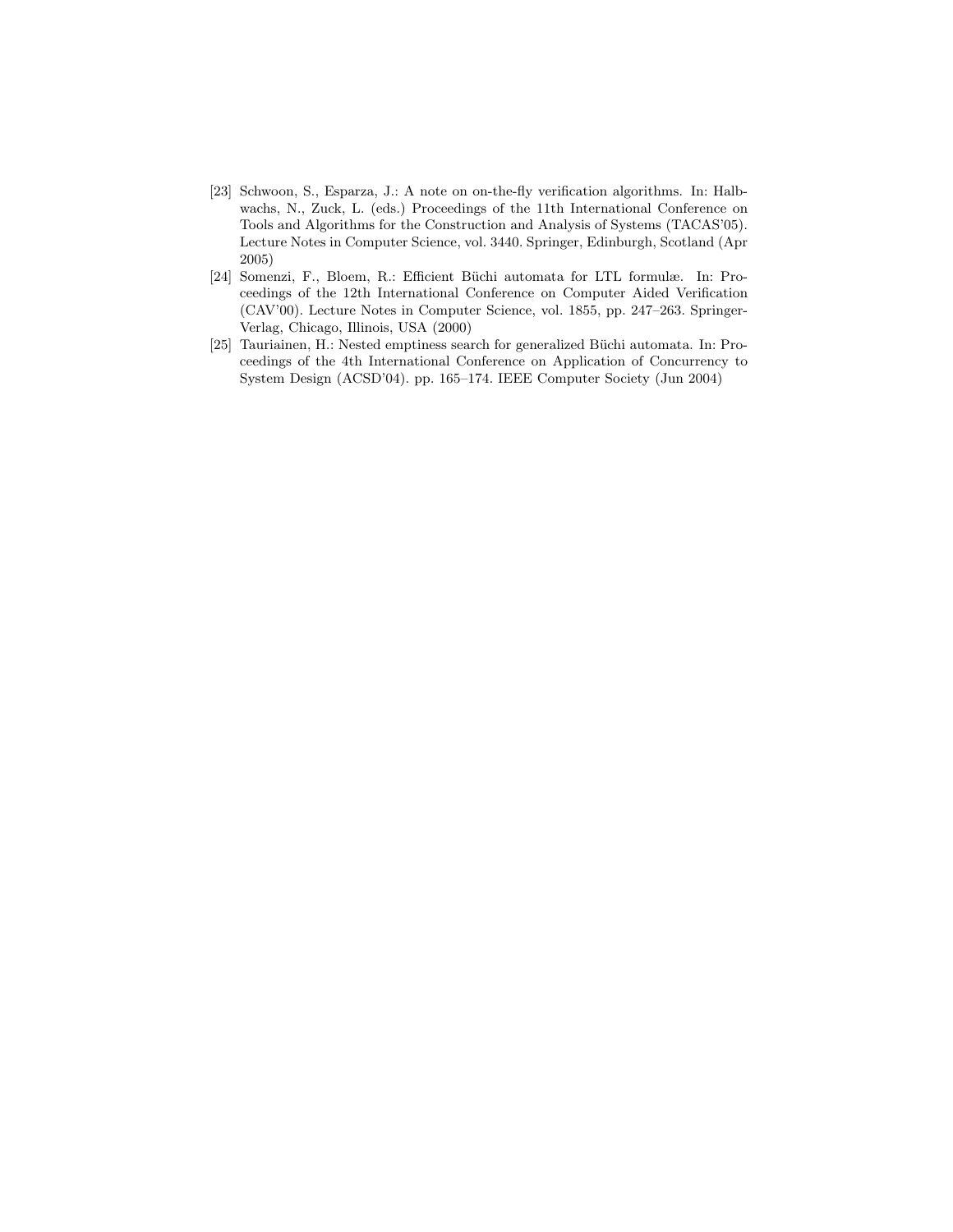[23] Schwoon, S., Esparza, J.: A note on on-the-fly verification algorithms. In: Halbwachs, N., Zuck, L. (eds.) Proceedings of the 11th International Conference on Tools and Algorithms for the Construction and Analysis of Systems (TACAS'05). Lecture Notes in Computer Science, vol. 3440. Springer, Edinburgh, Scotland (Apr 2005)

[24] Somenzi, F., Bloem, R.: Efficient Büchi automata for LTL formulæ. In: Proceedings of the 12th International Conference on Computer Aided Verification (CAV'00). Lecture Notes in Computer Science, vol. 1855, pp. 247–263. Springer-Verlag, Chicago, Illinois, USA (2000)

[25] Tauriainen, H.: Nested emptiness search for generalized Büchi automata. In: Proceedings of the 4th International Conference on Application of Concurrency to System Design (ACSD'04). pp. 165–174. IEEE Computer Society (Jun 2004)